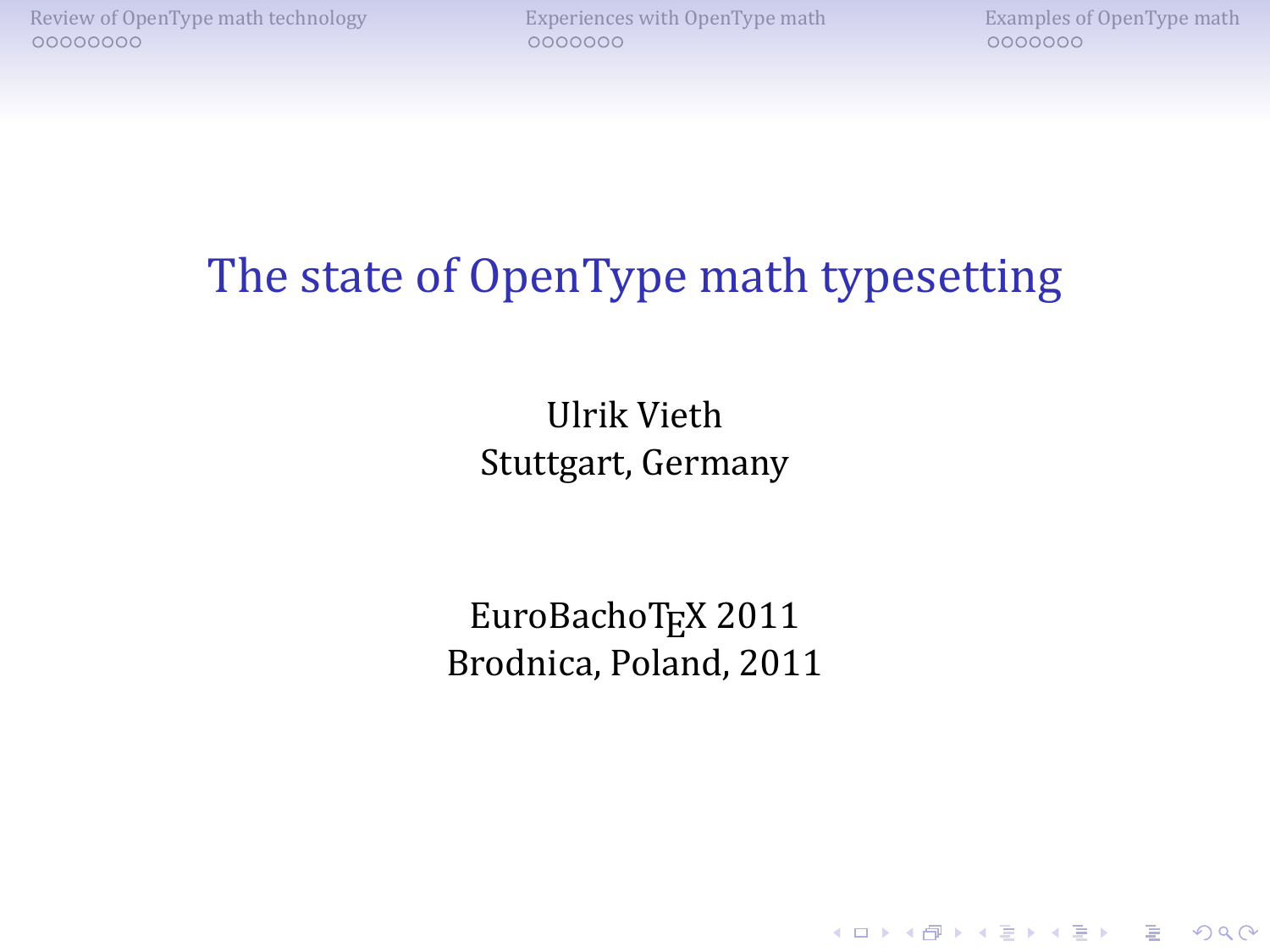# The state of OpenType math typesetting

Ulrik Vieth
Stuttgart, Germany

EuroBachoTeX 2011
Brodnica, Poland, 2011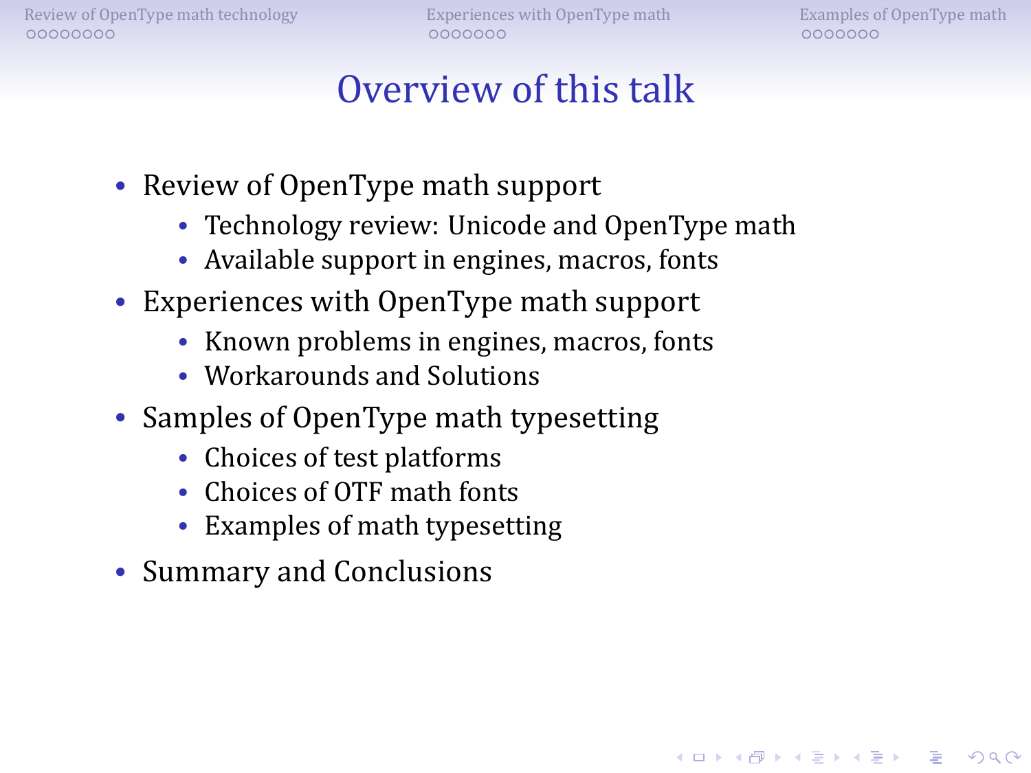# Overview of this talk

- Review of OpenType math support
    - Technology review: Unicode and OpenType math
    - Available support in engines, macros, fonts
- Experiences with OpenType math support
    - Known problems in engines, macros, fonts
    - Workarounds and Solutions
- Samples of OpenType math typesetting
    - Choices of test platforms
    - Choices of OTF math fonts
    - Examples of math typesetting
- Summary and Conclusions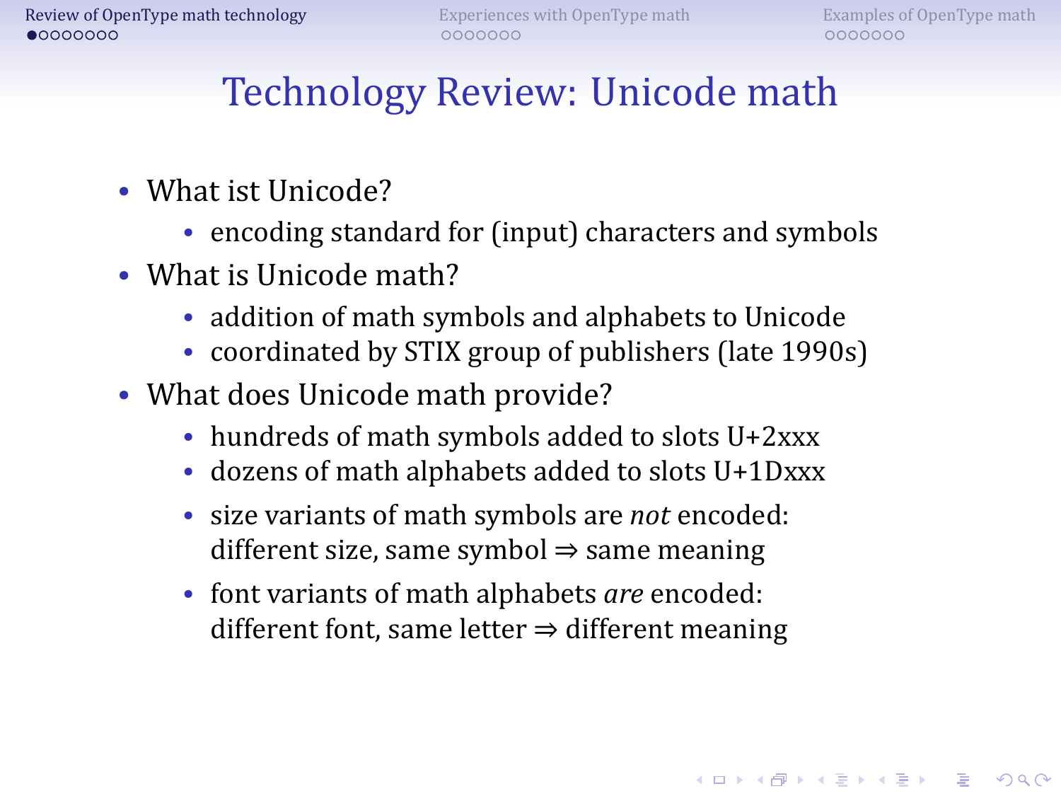# Technology Review: Unicode math

- What ist Unicode?
  - encoding standard for (input) characters and symbols
- What is Unicode math?
  - addition of math symbols and alphabets to Unicode
  - coordinated by STIX group of publishers (late 1990s)
- What does Unicode math provide?
  - hundreds of math symbols added to slots U+2xxx
  - dozens of math alphabets added to slots U+1Dxxx
  - size variants of math symbols are *not* encoded: different size, same symbol ⇒ same meaning
  - font variants of math alphabets *are* encoded: different font, same letter ⇒ different meaning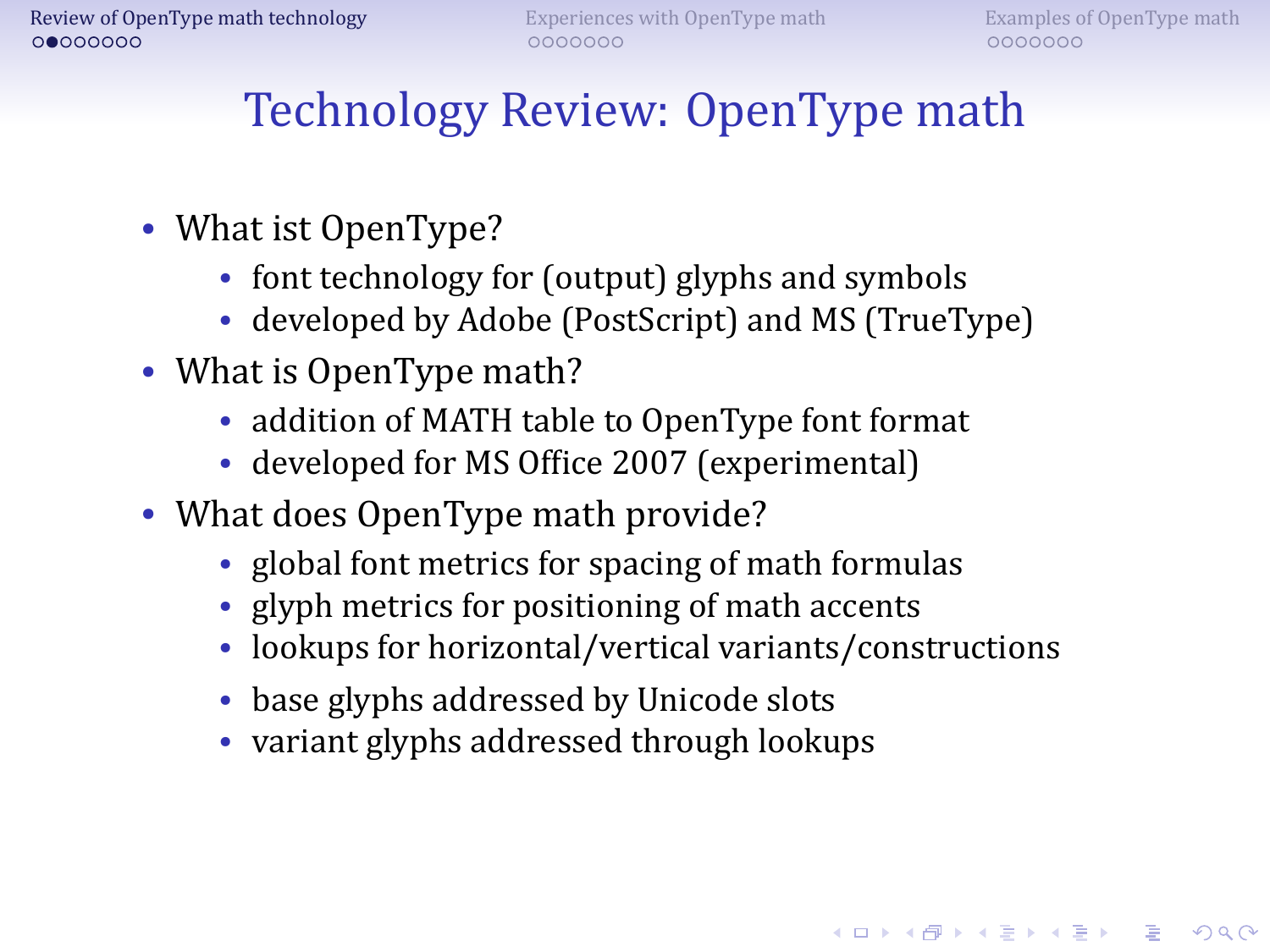# Technology Review: OpenType math

- What ist OpenType?
  - font technology for (output) glyphs and symbols
  - developed by Adobe (PostScript) and MS (TrueType)
- What is OpenType math?
  - addition of MATH table to OpenType font format
  - developed for MS Office 2007 (experimental)
- What does OpenType math provide?
  - global font metrics for spacing of math formulas
  - glyph metrics for positioning of math accents
  - lookups for horizontal/vertical variants/constructions
  - base glyphs addressed by Unicode slots
  - variant glyphs addressed through lookups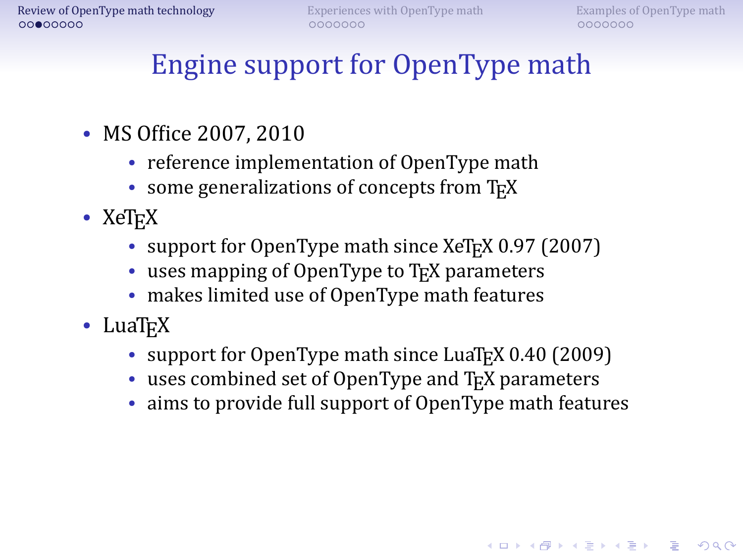# Engine support for OpenType math

- MS Office 2007, 2010
  - reference implementation of OpenType math
  - some generalizations of concepts from TeX
- XeTeX
  - support for OpenType math since XeTeX 0.97 (2007)
  - uses mapping of OpenType to TeX parameters
  - makes limited use of OpenType math features
- LuaTeX
  - support for OpenType math since LuaTeX 0.40 (2009)
  - uses combined set of OpenType and TeX parameters
  - aims to provide full support of OpenType math features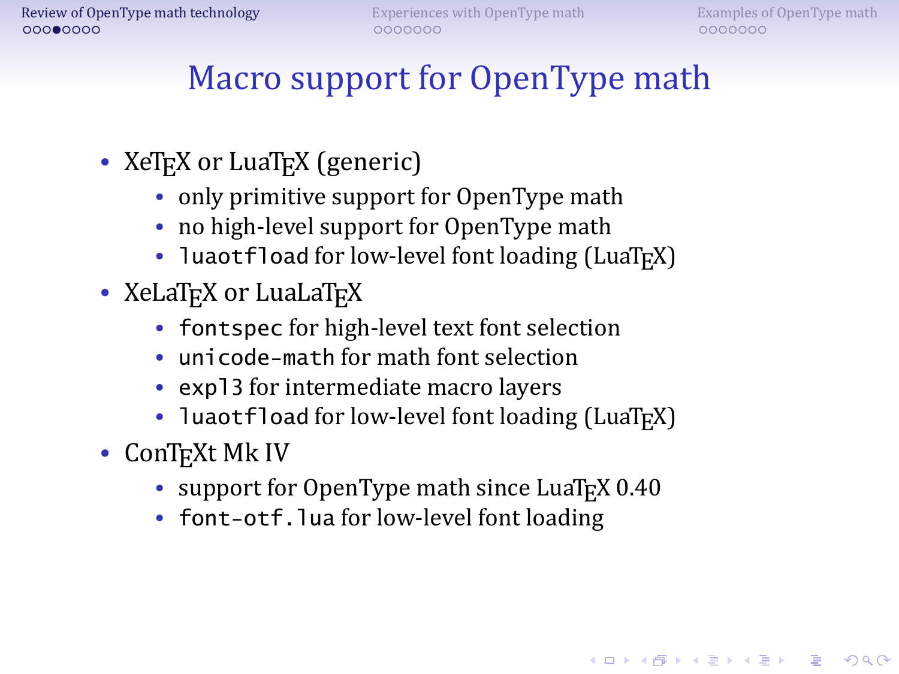# Macro support for OpenType math

- XeTeX or LuaTeX (generic)
  - only primitive support for OpenType math
  - no high-level support for OpenType math
  - `luaotfload` for low-level font loading (LuaTeX)
- XeLaTeX or LuaLaTeX
  - `fontspec` for high-level text font selection
  - `unicode-math` for math font selection
  - `expl3` for intermediate macro layers
  - `luaotfload` for low-level font loading (LuaTeX)
- ConTeXt Mk IV
  - support for OpenType math since LuaTeX 0.40
  - `font-otf.lua` for low-level font loading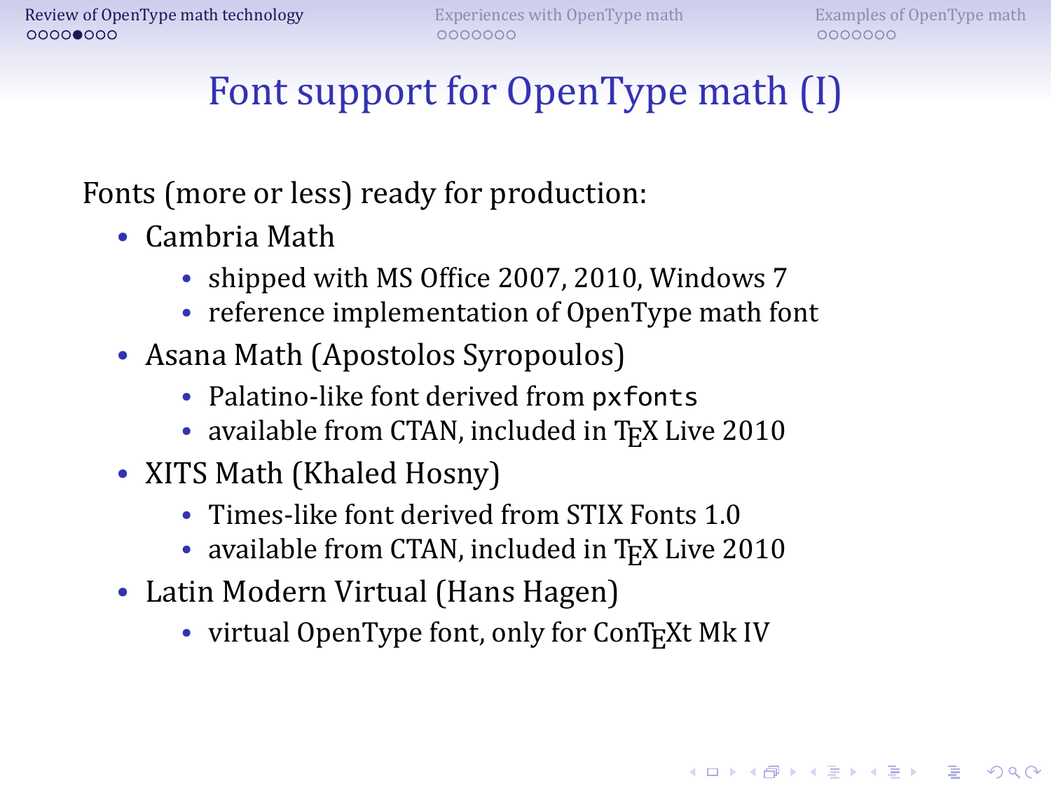# Font support for OpenType math (I)

Fonts (more or less) ready for production:

- Cambria Math
  - shipped with MS Office 2007, 2010, Windows 7
  - reference implementation of OpenType math font
- Asana Math (Apostolos Syropoulos)
  - Palatino-like font derived from `pxfonts`
  - available from CTAN, included in TeX Live 2010
- XITS Math (Khaled Hosny)
  - Times-like font derived from STIX Fonts 1.0
  - available from CTAN, included in TeX Live 2010
- Latin Modern Virtual (Hans Hagen)
  - virtual OpenType font, only for ConTeXt Mk IV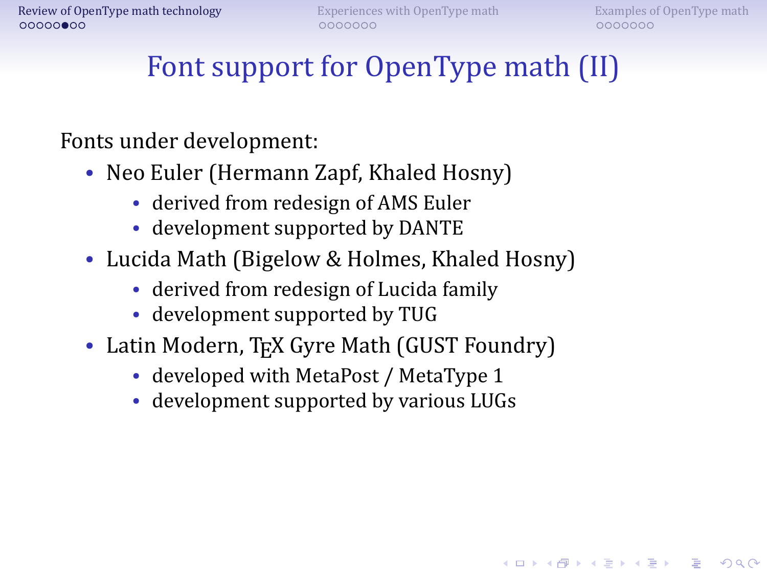# Font support for OpenType math (II)

Fonts under development:

- Neo Euler (Hermann Zapf, Khaled Hosny)
  - derived from redesign of AMS Euler
  - development supported by DANTE
- Lucida Math (Bigelow & Holmes, Khaled Hosny)
  - derived from redesign of Lucida family
  - development supported by TUG
- Latin Modern, TeX Gyre Math (GUST Foundry)
  - developed with MetaPost / MetaType 1
  - development supported by various LUGs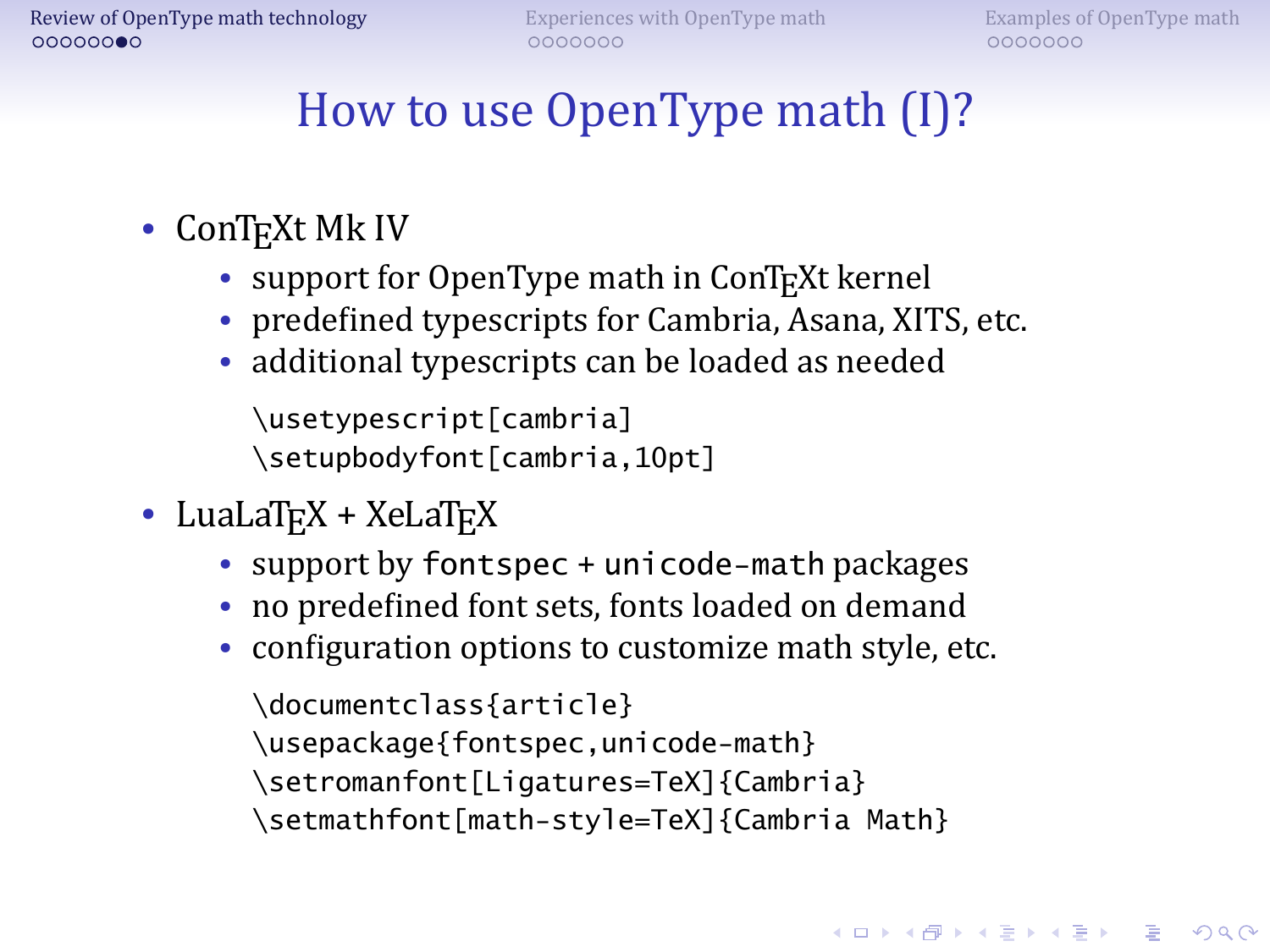# How to use OpenType math (I)?

- ConTEXt Mk IV
  - support for OpenType math in ConTEXt kernel
  - predefined typescripts for Cambria, Asana, XITS, etc.
  - additional typescripts can be loaded as needed

```
\usetypescript[cambria]
\setupbodyfont[cambria,10pt]
```

- LuaLaTEX + XeLaTEX
  - support by `fontspec` + `unicode-math` packages
  - no predefined font sets, fonts loaded on demand
  - configuration options to customize math style, etc.

```
\documentclass{article}
\usepackage{fontspec,unicode-math}
\setromanfont[Ligatures=TeX]{Cambria}
\setmathfont[math-style=TeX]{Cambria Math}
```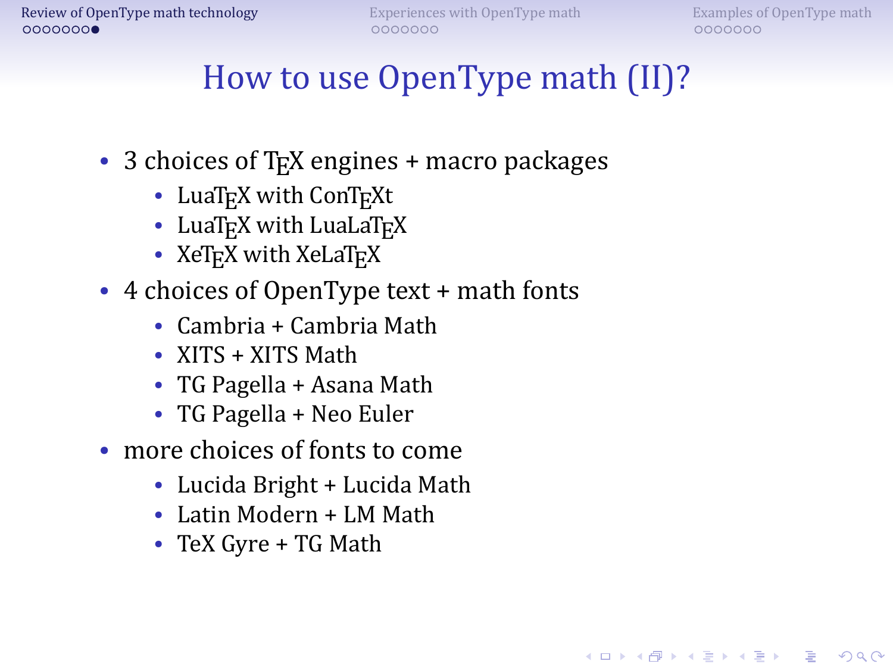# How to use OpenType math (II)?

- 3 choices of TEX engines + macro packages
  - LuaTEX with ConTEXt
  - LuaTEX with LuaLaTEX
  - XeTEX with XeLaTEX
- 4 choices of OpenType text + math fonts
  - Cambria + Cambria Math
  - XITS + XITS Math
  - TG Pagella + Asana Math
  - TG Pagella + Neo Euler
- more choices of fonts to come
  - Lucida Bright + Lucida Math
  - Latin Modern + LM Math
  - TeX Gyre + TG Math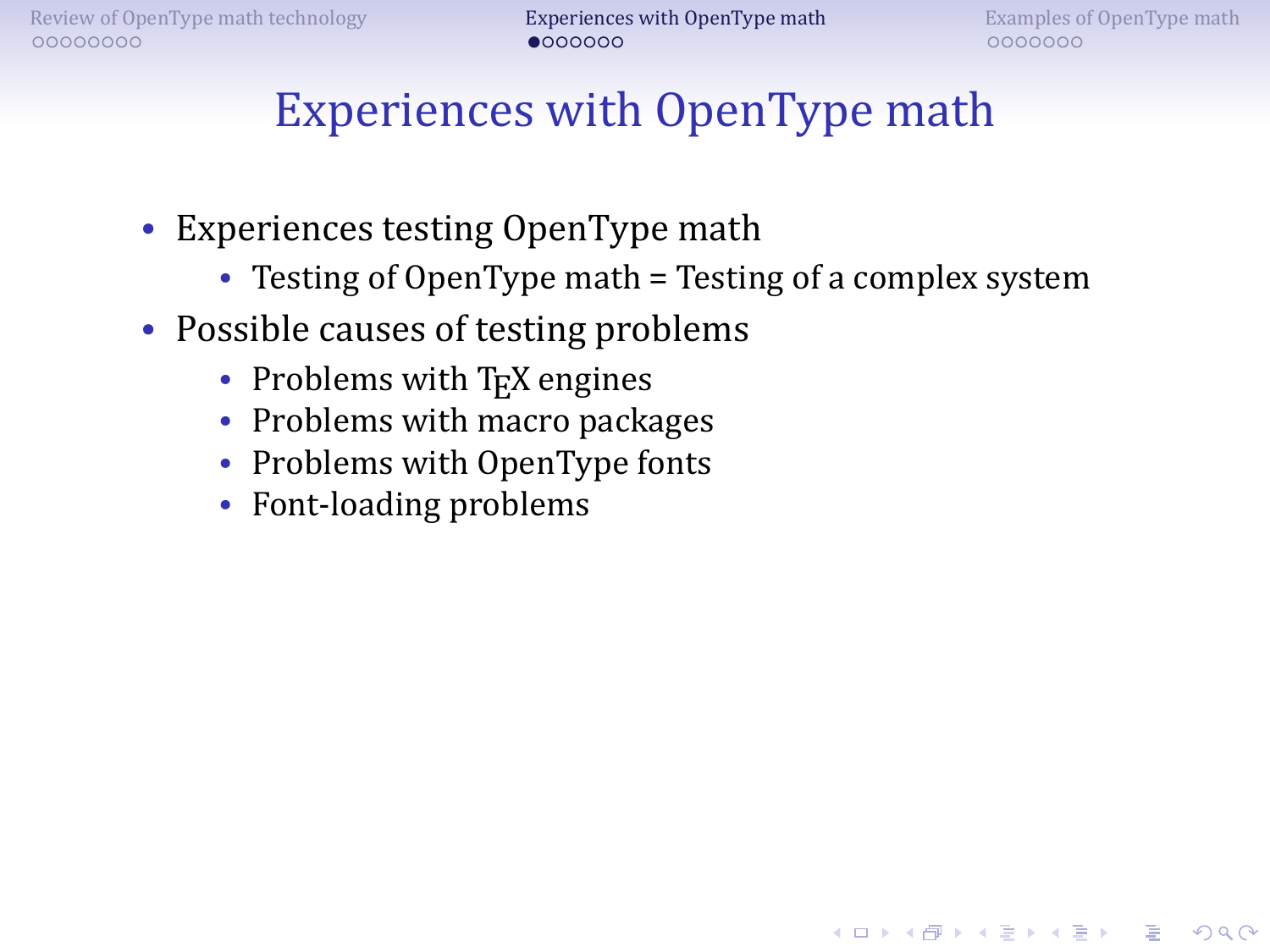# Experiences with OpenType math

- Experiences testing OpenType math
  - Testing of OpenType math = Testing of a complex system
- Possible causes of testing problems
  - Problems with TEX engines
  - Problems with macro packages
  - Problems with OpenType fonts
  - Font-loading problems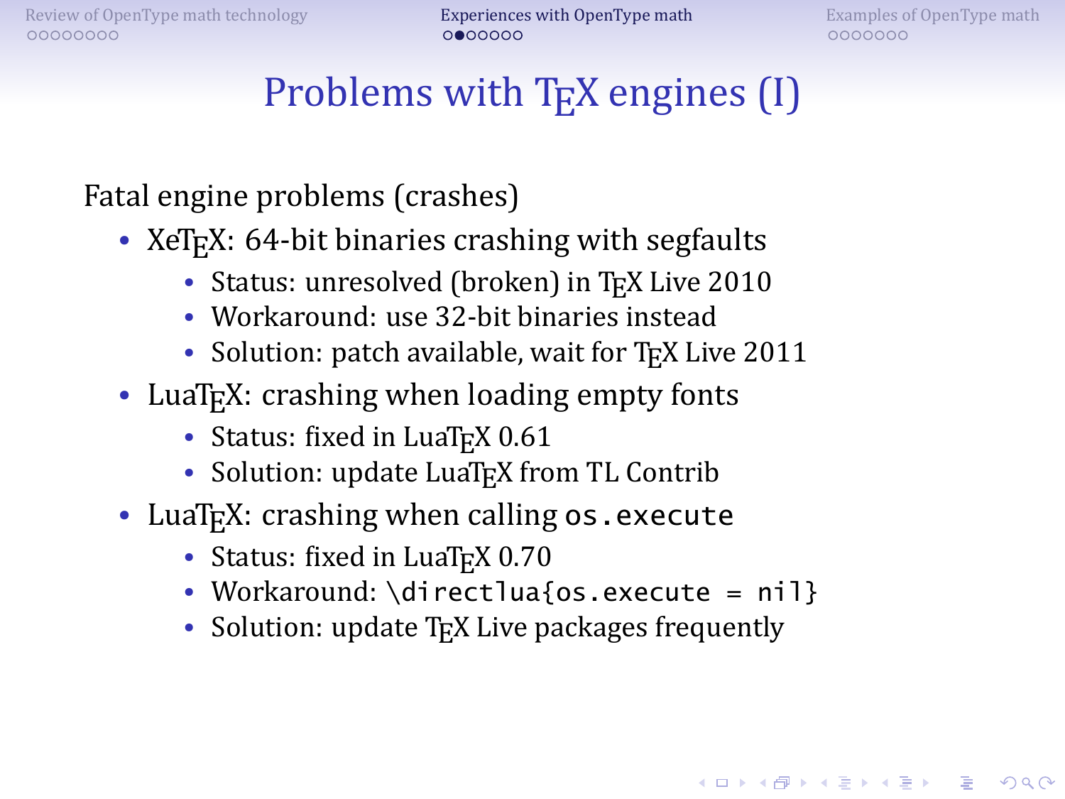# Problems with TeX engines (I)

Fatal engine problems (crashes)

- XeTeX: 64-bit binaries crashing with segfaults
  - Status: unresolved (broken) in TeX Live 2010
  - Workaround: use 32-bit binaries instead
  - Solution: patch available, wait for TeX Live 2011
- LuaTeX: crashing when loading empty fonts
  - Status: fixed in LuaTeX 0.61
  - Solution: update LuaTeX from TL Contrib
- LuaTeX: crashing when calling `os.execute`
  - Status: fixed in LuaTeX 0.70
  - Workaround: `\directlua{os.execute = nil}`
  - Solution: update TeX Live packages frequently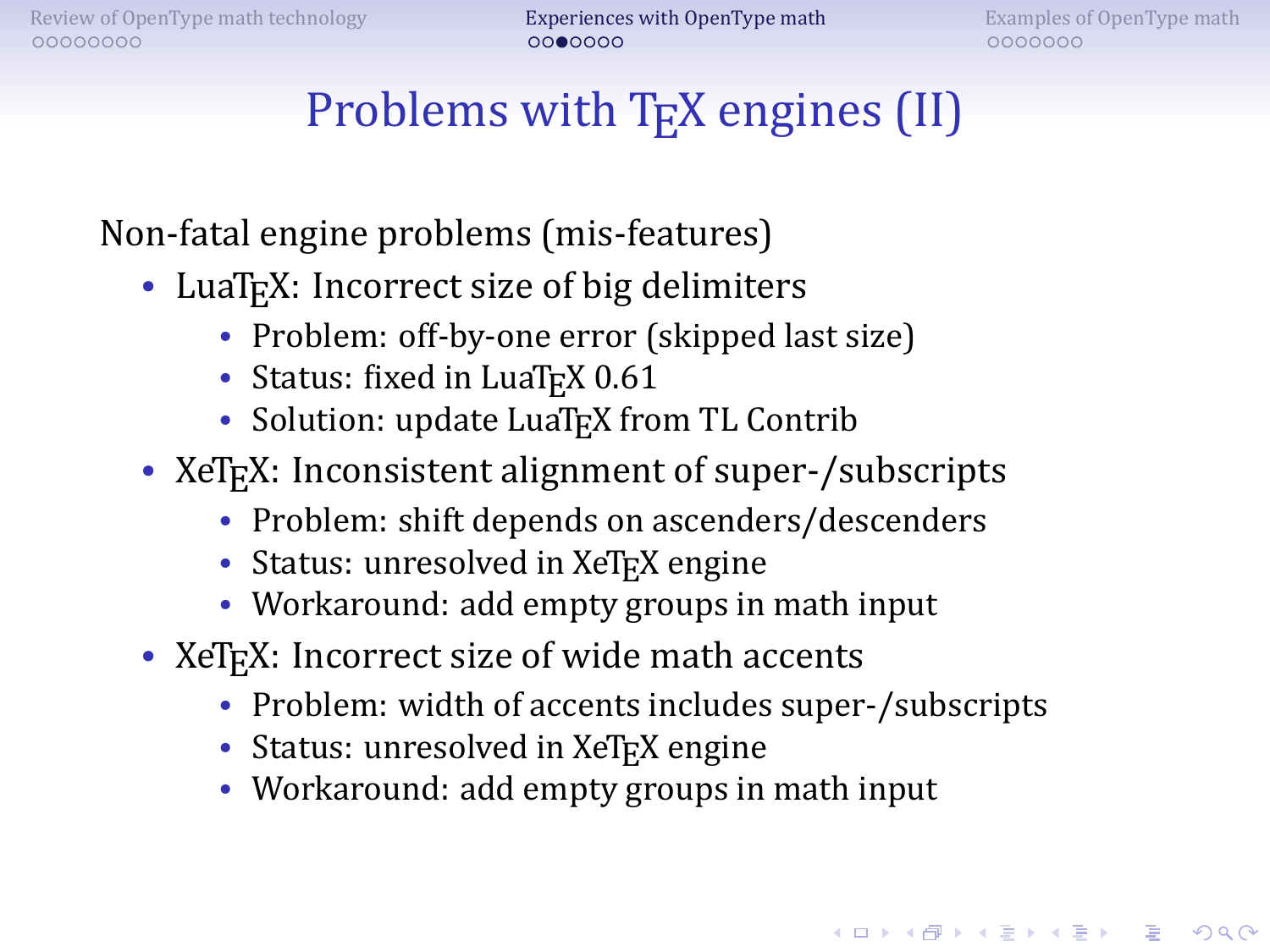# Problems with TeX engines (II)

Non-fatal engine problems (mis-features)

- LuaTeX: Incorrect size of big delimiters
  - Problem: off-by-one error (skipped last size)
  - Status: fixed in LuaTeX 0.61
  - Solution: update LuaTeX from TL Contrib
- XeTeX: Inconsistent alignment of super-/subscripts
  - Problem: shift depends on ascenders/descenders
  - Status: unresolved in XeTeX engine
  - Workaround: add empty groups in math input
- XeTeX: Incorrect size of wide math accents
  - Problem: width of accents includes super-/subscripts
  - Status: unresolved in XeTeX engine
  - Workaround: add empty groups in math input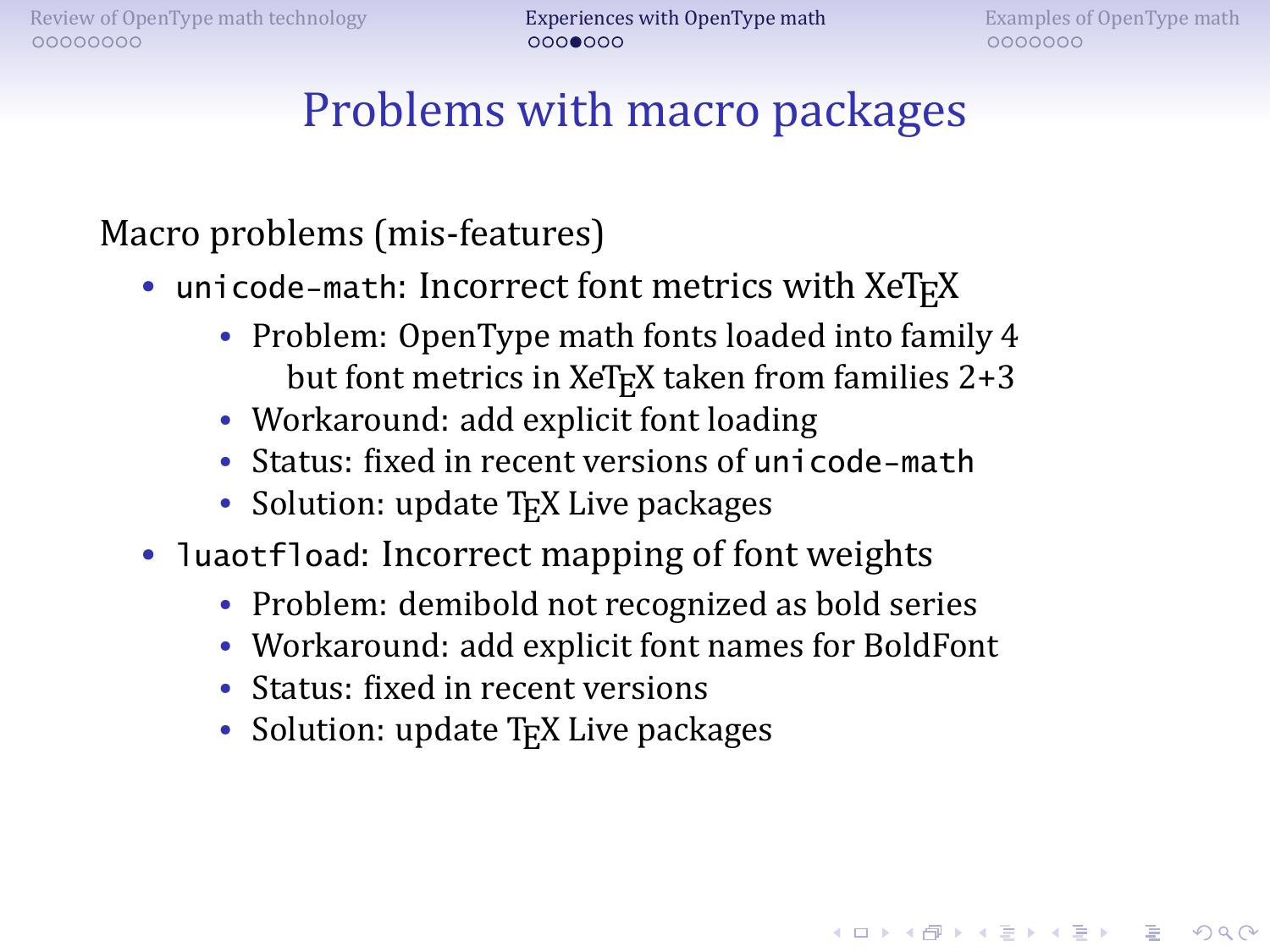# Problems with macro packages

Macro problems (mis-features)

- `unicode-math`: Incorrect font metrics with XeTeX
  - Problem: OpenType math fonts loaded into family 4 but font metrics in XeTeX taken from families 2+3
  - Workaround: add explicit font loading
  - Status: fixed in recent versions of `unicode-math`
  - Solution: update TeX Live packages
- `luaotfload`: Incorrect mapping of font weights
  - Problem: demibold not recognized as bold series
  - Workaround: add explicit font names for BoldFont
  - Status: fixed in recent versions
  - Solution: update TeX Live packages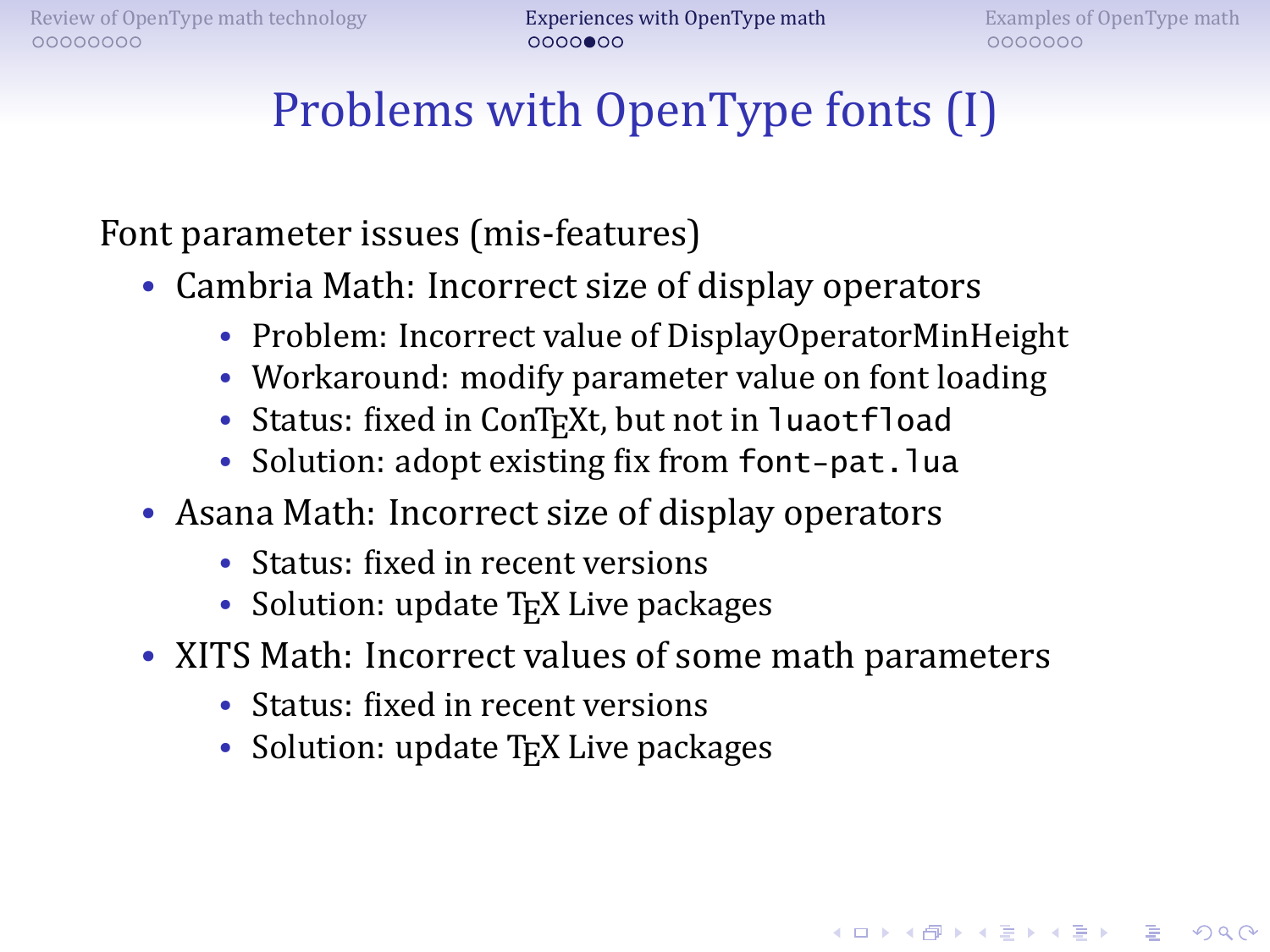# Problems with OpenType fonts (I)

Font parameter issues (mis-features)

- Cambria Math: Incorrect size of display operators
  - Problem: Incorrect value of DisplayOperatorMinHeight
  - Workaround: modify parameter value on font loading
  - Status: fixed in ConTEXt, but not in `luaotfload`
  - Solution: adopt existing fix from `font-pat.lua`
- Asana Math: Incorrect size of display operators
  - Status: fixed in recent versions
  - Solution: update TEX Live packages
- XITS Math: Incorrect values of some math parameters
  - Status: fixed in recent versions
  - Solution: update TEX Live packages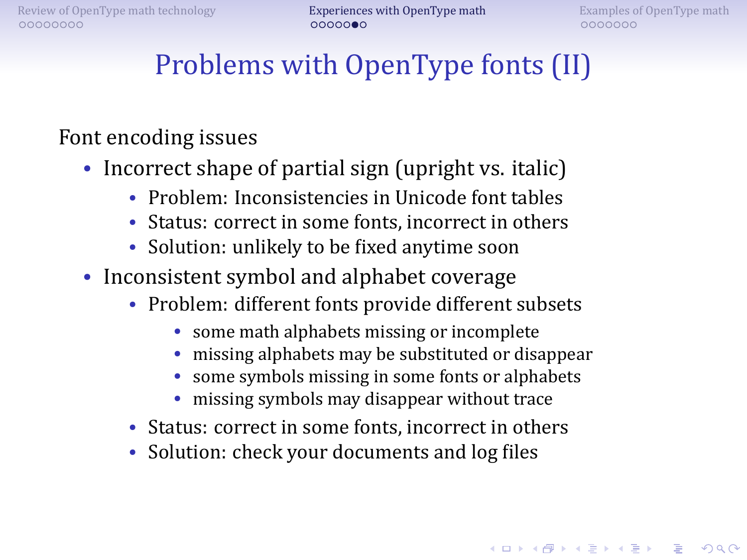# Problems with OpenType fonts (II)

Font encoding issues

- Incorrect shape of partial sign (upright vs. italic)
    - Problem: Inconsistencies in Unicode font tables
    - Status: correct in some fonts, incorrect in others
    - Solution: unlikely to be fixed anytime soon
- Inconsistent symbol and alphabet coverage
    - Problem: different fonts provide different subsets
        - some math alphabets missing or incomplete
        - missing alphabets may be substituted or disappear
        - some symbols missing in some fonts or alphabets
        - missing symbols may disappear without trace
    - Status: correct in some fonts, incorrect in others
    - Solution: check your documents and log files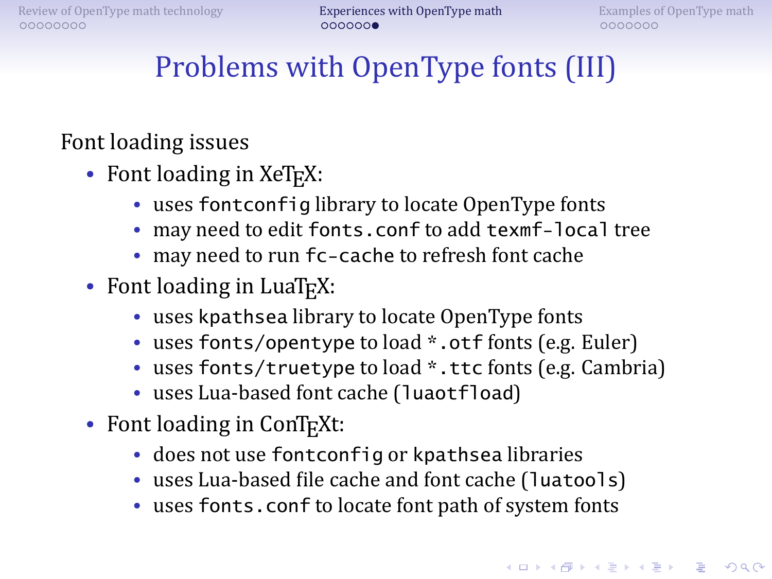# Problems with OpenType fonts (III)

Font loading issues

- Font loading in XeTeX:
  - uses `fontconfig` library to locate OpenType fonts
  - may need to edit `fonts.conf` to add `texmf-local` tree
  - may need to run `fc-cache` to refresh font cache
- Font loading in LuaTeX:
  - uses `kpathsea` library to locate OpenType fonts
  - uses `fonts/opentype` to load `*.otf` fonts (e.g. Euler)
  - uses `fonts/truetype` to load `*.ttc` fonts (e.g. Cambria)
  - uses Lua-based font cache (`luaotfload`)
- Font loading in ConTeXt:
  - does not use `fontconfig` or `kpathsea` libraries
  - uses Lua-based file cache and font cache (`luatools`)
  - uses `fonts.conf` to locate font path of system fonts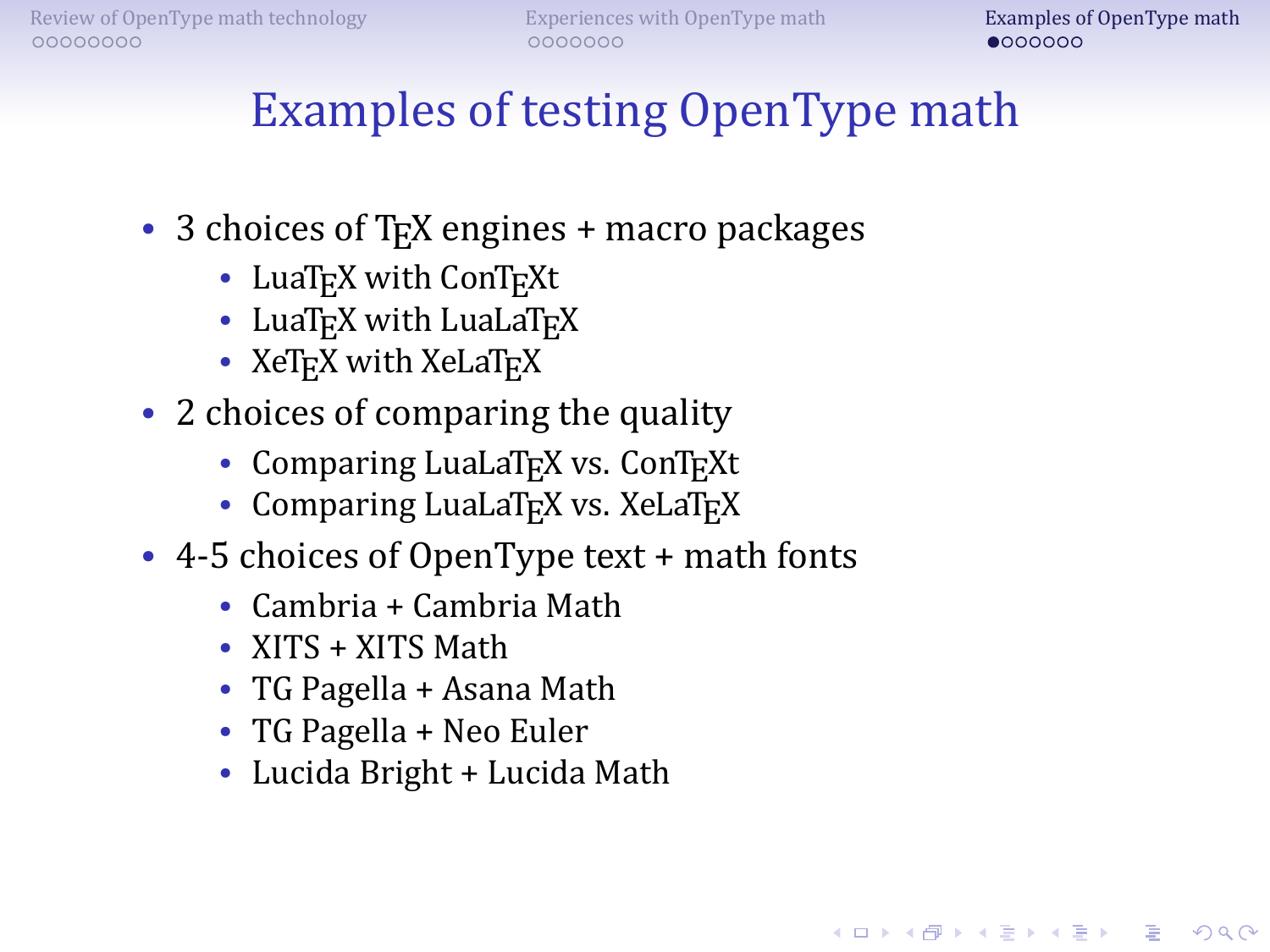# Examples of testing OpenType math

- 3 choices of TEX engines + macro packages
  - LuaTEX with ConTEXt
  - LuaTEX with LuaLaTEX
  - XeTEX with XeLaTEX
- 2 choices of comparing the quality
  - Comparing LuaLaTEX vs. ConTEXt
  - Comparing LuaLaTEX vs. XeLaTEX
- 4-5 choices of OpenType text + math fonts
  - Cambria + Cambria Math
  - XITS + XITS Math
  - TG Pagella + Asana Math
  - TG Pagella + Neo Euler
  - Lucida Bright + Lucida Math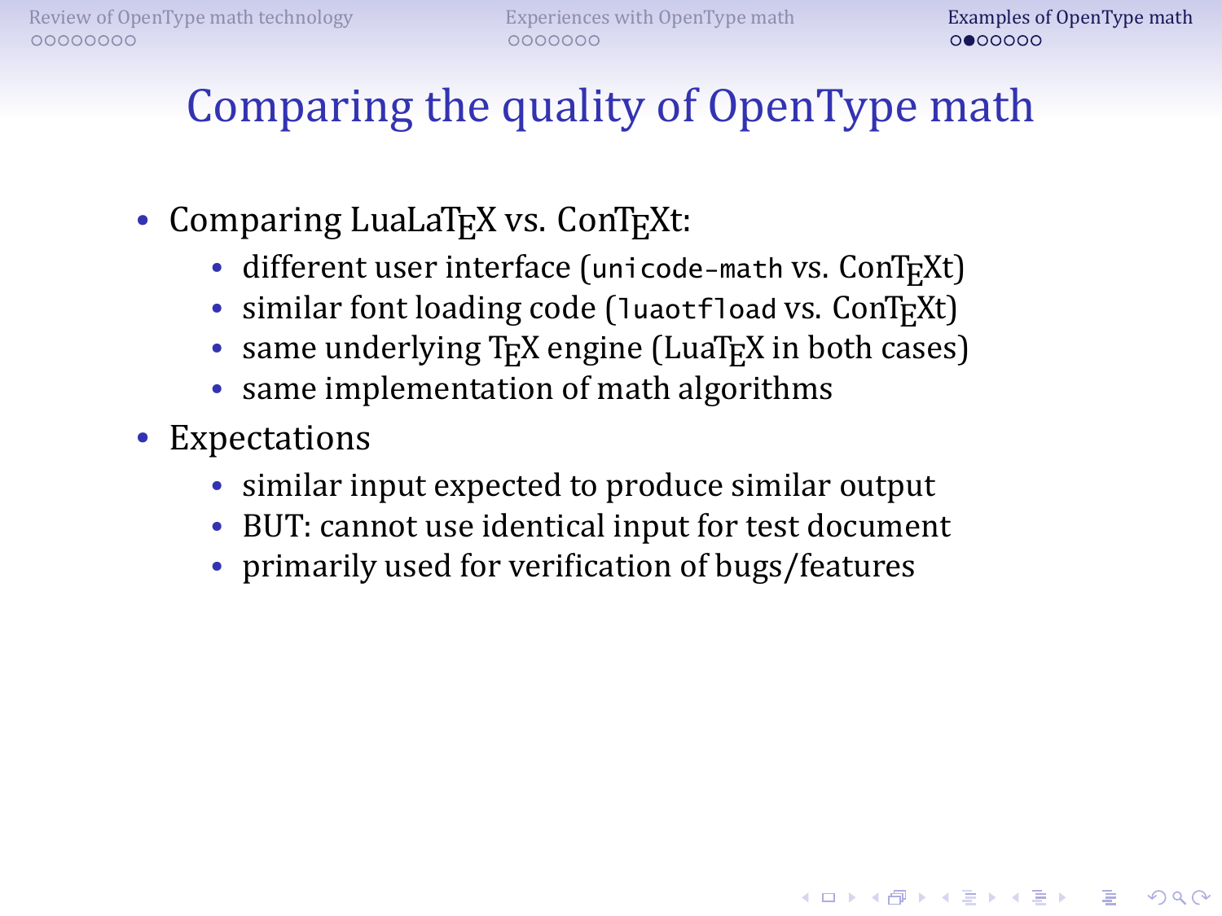# Comparing the quality of OpenType math

- Comparing LuaLaTeX vs. ConTeXt:
  - different user interface (`unicode-math` vs. ConTeXt)
  - similar font loading code (`luaotfload` vs. ConTeXt)
  - same underlying TeX engine (LuaTeX in both cases)
  - same implementation of math algorithms
- Expectations
  - similar input expected to produce similar output
  - BUT: cannot use identical input for test document
  - primarily used for verification of bugs/features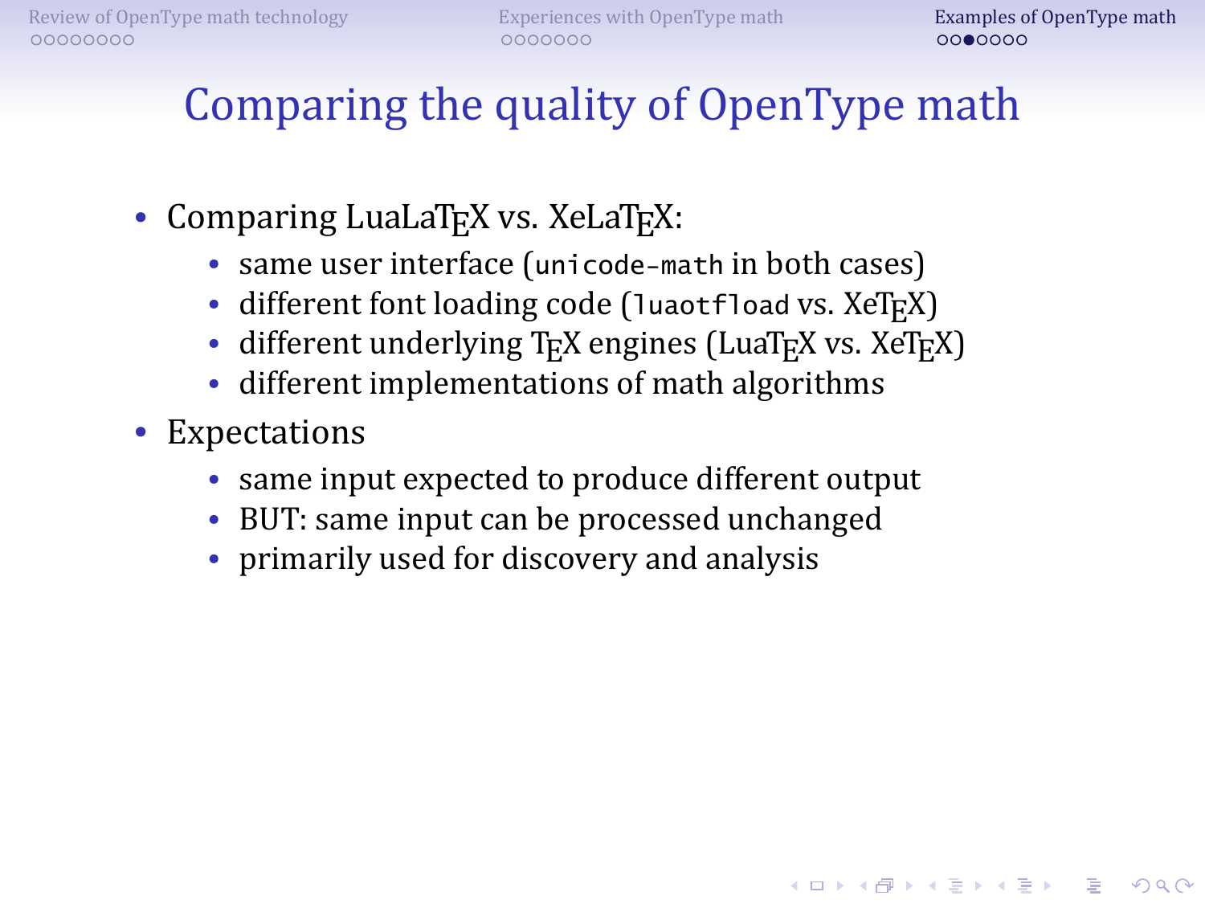# Comparing the quality of OpenType math

- Comparing LuaLaTeX vs. XeLaTeX:
  - same user interface (`unicode-math` in both cases)
  - different font loading code (`luaotfload` vs. XeTeX)
  - different underlying TeX engines (LuaTeX vs. XeTeX)
  - different implementations of math algorithms
- Expectations
  - same input expected to produce different output
  - BUT: same input can be processed unchanged
  - primarily used for discovery and analysis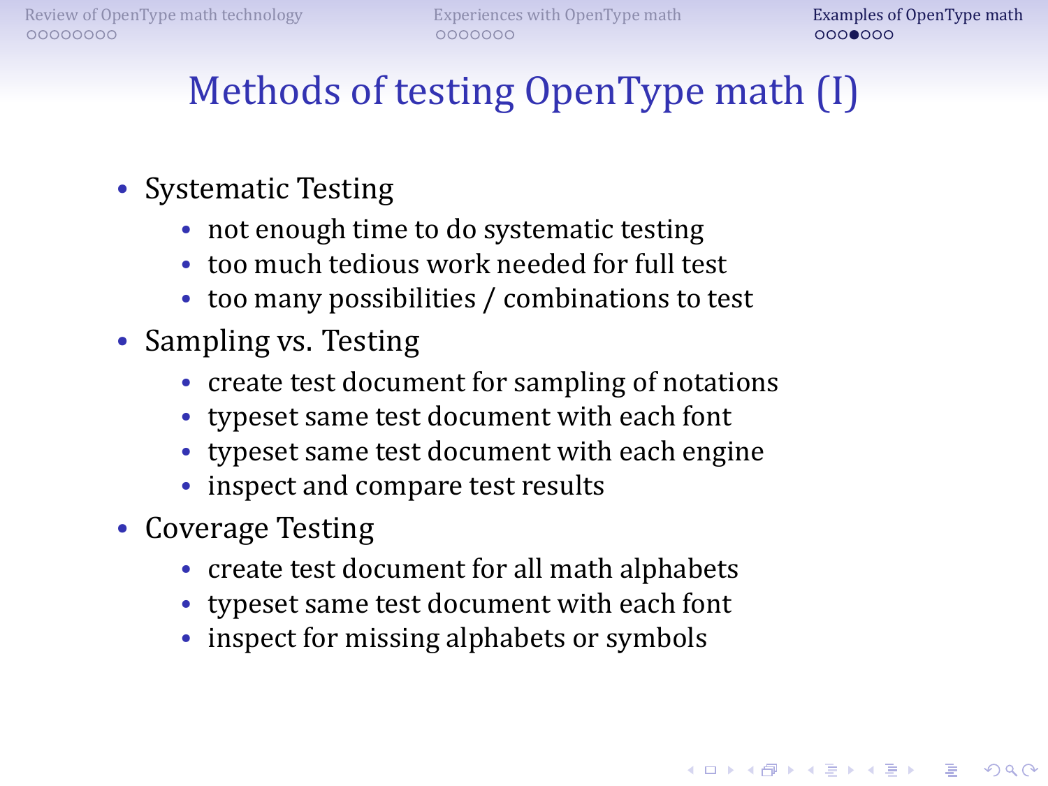# Methods of testing OpenType math (I)

- Systematic Testing
  - not enough time to do systematic testing
  - too much tedious work needed for full test
  - too many possibilities / combinations to test
- Sampling vs. Testing
  - create test document for sampling of notations
  - typeset same test document with each font
  - typeset same test document with each engine
  - inspect and compare test results
- Coverage Testing
  - create test document for all math alphabets
  - typeset same test document with each font
  - inspect for missing alphabets or symbols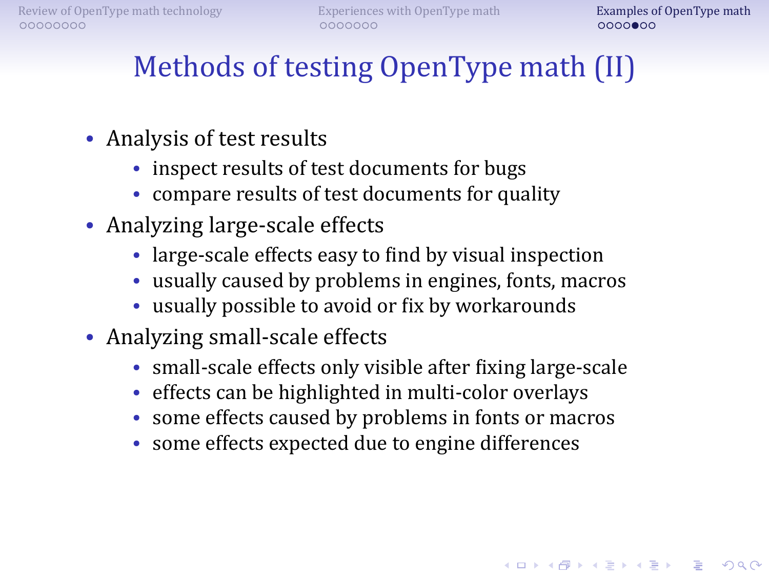# Methods of testing OpenType math (II)

- Analysis of test results
  - inspect results of test documents for bugs
  - compare results of test documents for quality
- Analyzing large-scale effects
  - large-scale effects easy to find by visual inspection
  - usually caused by problems in engines, fonts, macros
  - usually possible to avoid or fix by workarounds
- Analyzing small-scale effects
  - small-scale effects only visible after fixing large-scale
  - effects can be highlighted in multi-color overlays
  - some effects caused by problems in fonts or macros
  - some effects expected due to engine differences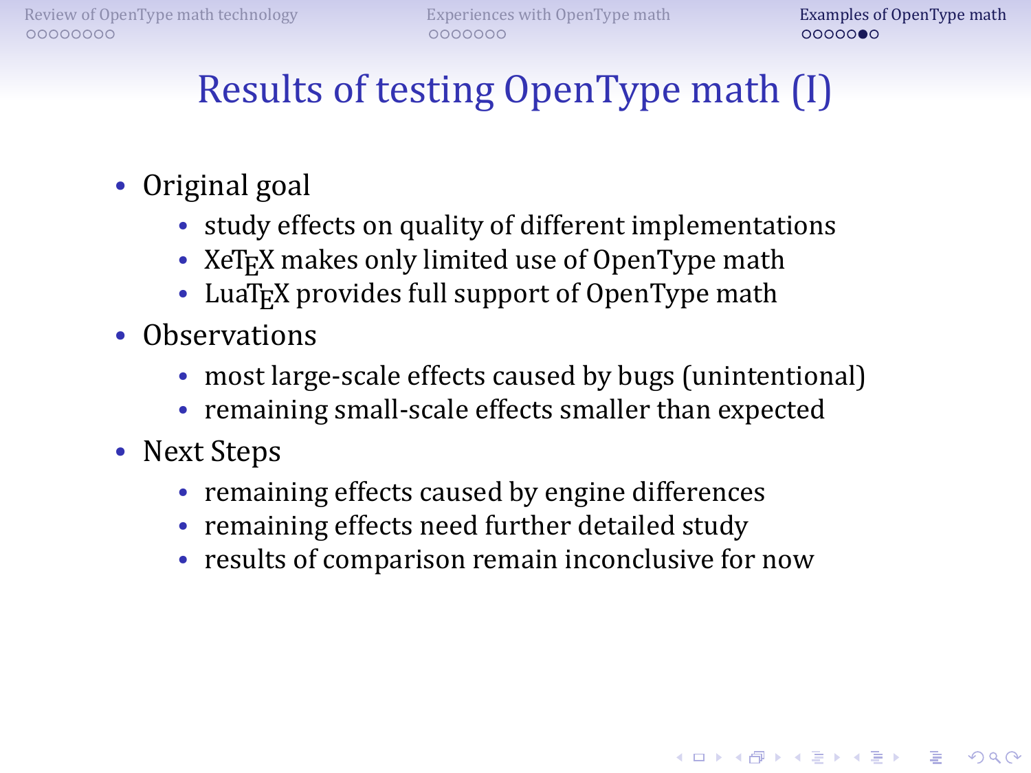# Results of testing OpenType math (I)

- Original goal
  - study effects on quality of different implementations
  - XeTeX makes only limited use of OpenType math
  - LuaTeX provides full support of OpenType math
- Observations
  - most large-scale effects caused by bugs (unintentional)
  - remaining small-scale effects smaller than expected
- Next Steps
  - remaining effects caused by engine differences
  - remaining effects need further detailed study
  - results of comparison remain inconclusive for now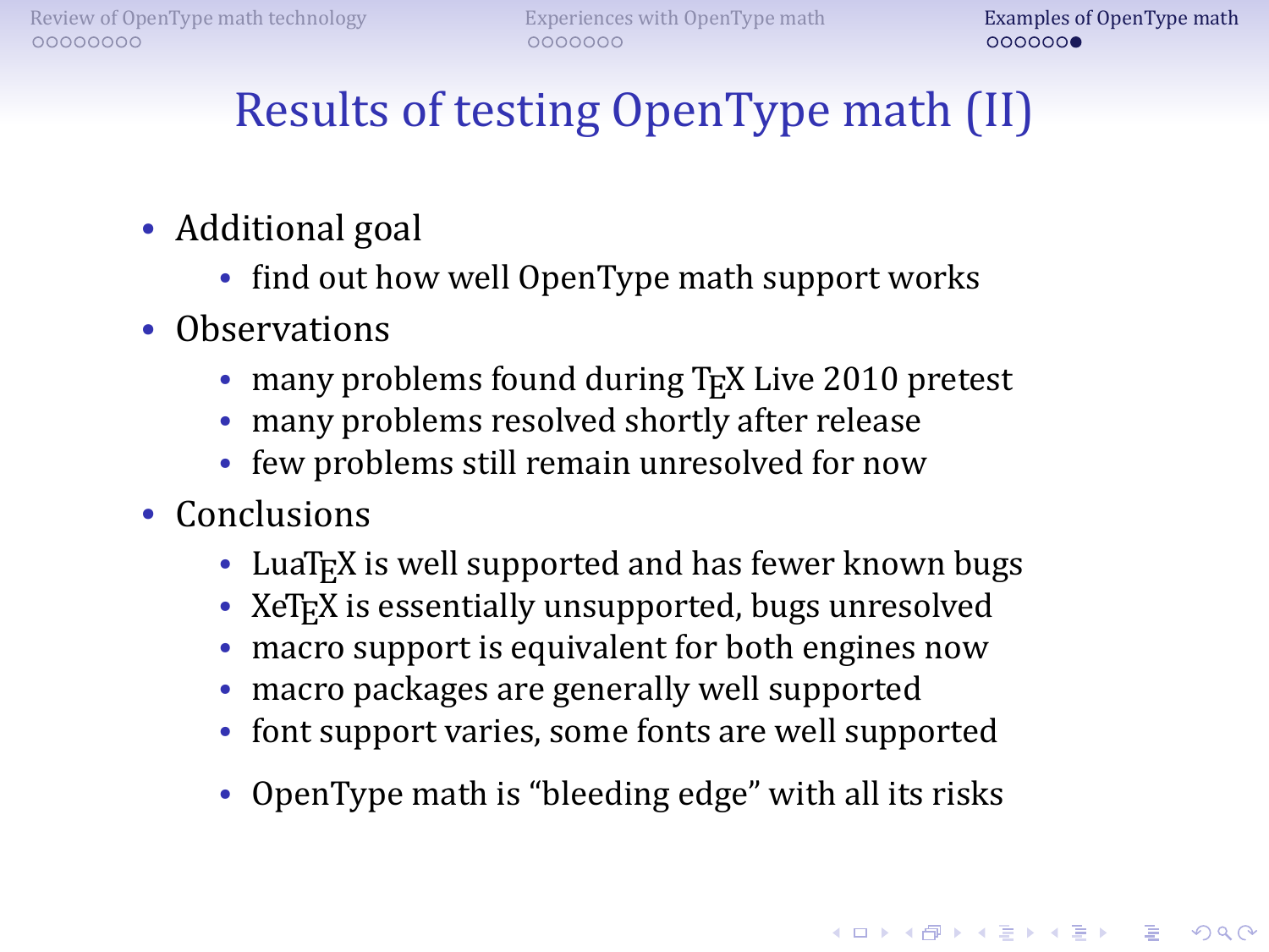# Results of testing OpenType math (II)

- Additional goal
  - find out how well OpenType math support works
- Observations
  - many problems found during TeX Live 2010 pretest
  - many problems resolved shortly after release
  - few problems still remain unresolved for now
- Conclusions
  - LuaTeX is well supported and has fewer known bugs
  - XeTeX is essentially unsupported, bugs unresolved
  - macro support is equivalent for both engines now
  - macro packages are generally well supported
  - font support varies, some fonts are well supported
  - OpenType math is “bleeding edge” with all its risks